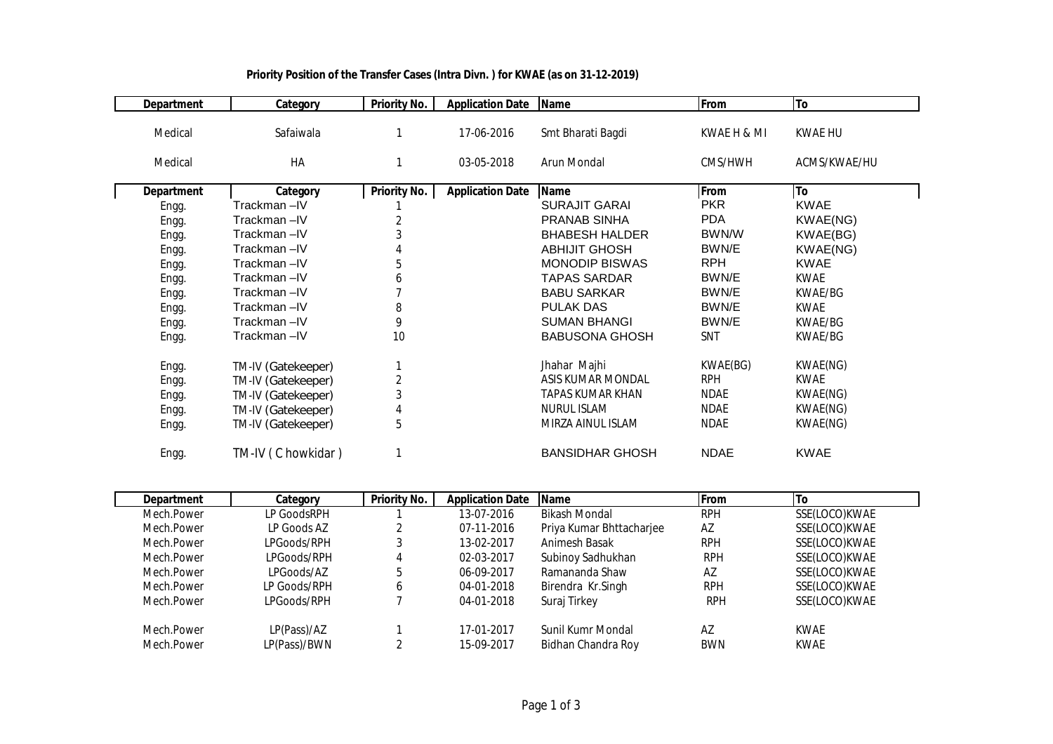**Priority Position of the Transfer Cases (Intra Divn. ) for KWAE (as on 31-12-2019)**

| Department | Category | Priority No. | Application Date | Name | From | To |
|---|---|---|---|---|---|---|
| Medical | Safaiwala | 1 | 17-06-2016 | Smt Bharati Bagdi | KWAE H & MI | KWAE HU |
| Medical | HA | 1 | 03-05-2018 | Arun Mondal | CMS/HWH | ACMS/KWAE/HU |

| Department | Category | Priority No. | Application Date | Name | From | To |
|---|---|---|---|---|---|---|
| Engg. | Trackman –IV | 1 | | SURAJIT GARAI | PKR | KWAE |
| Engg. | Trackman –IV | 2 | | PRANAB SINHA | PDA | KWAE(NG) |
| Engg. | Trackman –IV | 3 | | BHABESH HALDER | BWN/W | KWAE(BG) |
| Engg. | Trackman –IV | 4 | | ABHIJIT GHOSH | BWN/E | KWAE(NG) |
| Engg. | Trackman –IV | 5 | | MONODIP BISWAS | RPH | KWAE |
| Engg. | Trackman –IV | 6 | | TAPAS SARDAR | BWN/E | KWAE |
| Engg. | Trackman –IV | 7 | | BABU SARKAR | BWN/E | KWAE/BG |
| Engg. | Trackman –IV | 8 | | PULAK DAS | BWN/E | KWAE |
| Engg. | Trackman –IV | 9 | | SUMAN BHANGI | BWN/E | KWAE/BG |
| Engg. | Trackman –IV | 10 | | BABUSONA GHOSH | SNT | KWAE/BG |
| Engg. | TM-IV (Gatekeeper) | 1 | | Jhahar Majhi | KWAE(BG) | KWAE(NG) |
| Engg. | TM-IV (Gatekeeper) | 2 | | ASIS KUMAR MONDAL | RPH | KWAE |
| Engg. | TM-IV (Gatekeeper) | 3 | | TAPAS KUMAR KHAN | NDAE | KWAE(NG) |
| Engg. | TM-IV (Gatekeeper) | 4 | | NURUL ISLAM | NDAE | KWAE(NG) |
| Engg. | TM-IV (Gatekeeper) | 5 | | MIRZA AINUL ISLAM | NDAE | KWAE(NG) |
| Engg. | TM-IV ( C howkidar ) | 1 | | BANSIDHAR GHOSH | NDAE | KWAE |

| Department | Category | Priority No. | Application Date | Name | From | To |
|---|---|---|---|---|---|---|
| Mech.Power | LP GoodsRPH | 1 | 13-07-2016 | Bikash Mondal | RPH | SSE(LOCO)KWAE |
| Mech.Power | LP Goods AZ | 2 | 07-11-2016 | Priya Kumar Bhttacharjee | AZ | SSE(LOCO)KWAE |
| Mech.Power | LPGoods/RPH | 3 | 13-02-2017 | Animesh Basak | RPH | SSE(LOCO)KWAE |
| Mech.Power | LPGoods/RPH | 4 | 02-03-2017 | Subinoy Sadhukhan | RPH | SSE(LOCO)KWAE |
| Mech.Power | LPGoods/AZ | 5 | 06-09-2017 | Ramananda Shaw | AZ | SSE(LOCO)KWAE |
| Mech.Power | LP Goods/RPH | 6 | 04-01-2018 | Birendra Kr.Singh | RPH | SSE(LOCO)KWAE |
| Mech.Power | LPGoods/RPH | 7 | 04-01-2018 | Suraj Tirkey | RPH | SSE(LOCO)KWAE |
| Mech.Power | LP(Pass)/AZ | 1 | 17-01-2017 | Sunil Kumr Mondal | AZ | KWAE |
| Mech.Power | LP(Pass)/BWN | 2 | 15-09-2017 | Bidhan Chandra Roy | BWN | KWAE |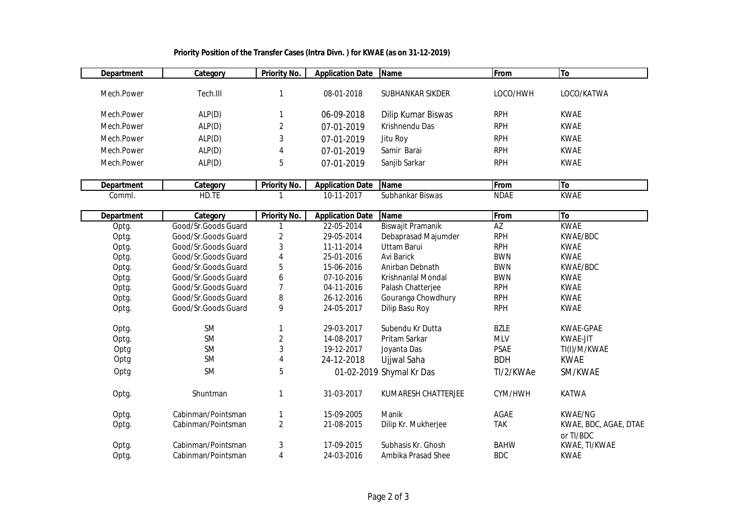**Priority Position of the Transfer Cases (Intra Divn. ) for KWAE (as on 31-12-2019)**

| Department | Category | Priority No. | Application Date | Name | From | To |
|---|---|---|---|---|---|---|
| Mech.Power | Tech.III | 1 | 08-01-2018 | SUBHANKAR SIKDER | LOCO/HWH | LOCO/KATWA |
| Mech.Power | ALP(D) | 1 | 06-09-2018 | Dilip Kumar Biswas | RPH | KWAE |
| Mech.Power | ALP(D) | 2 | 07-01-2019 | Krishnendu Das | RPH | KWAE |
| Mech.Power | ALP(D) | 3 | 07-01-2019 | Jitu Roy | RPH | KWAE |
| Mech.Power | ALP(D) | 4 | 07-01-2019 | Samir Barai | RPH | KWAE |
| Mech.Power | ALP(D) | 5 | 07-01-2019 | Sanjib Sarkar | RPH | KWAE |

| Department | Category | Priority No. | Application Date | Name | From | To |
|---|---|---|---|---|---|---|
| Comml. | HD.TE | 1 | 10-11-2017 | Subhankar Biswas | NDAE | KWAE |

| Department | Category | Priority No. | Application Date | Name | From | To |
|---|---|---|---|---|---|---|
| Optg. | Good/Sr.Goods Guard | 1 | 22-05-2014 | Biswajit Pramanik | AZ | KWAE |
| Optg. | Good/Sr.Goods Guard | 2 | 29-05-2014 | Debaprasad Majumder | RPH | KWAE/BDC |
| Optg. | Good/Sr.Goods Guard | 3 | 11-11-2014 | Uttam Barui | RPH | KWAE |
| Optg. | Good/Sr.Goods Guard | 4 | 25-01-2016 | Avi Barick | BWN | KWAE |
| Optg. | Good/Sr.Goods Guard | 5 | 15-06-2016 | Anirban Debnath | BWN | KWAE/BDC |
| Optg. | Good/Sr.Goods Guard | 6 | 07-10-2016 | Krishnanlal Mondal | BWN | KWAE |
| Optg. | Good/Sr.Goods Guard | 7 | 04-11-2016 | Palash Chatterjee | RPH | KWAE |
| Optg. | Good/Sr.Goods Guard | 8 | 26-12-2016 | Gouranga Chowdhury | RPH | KWAE |
| Optg. | Good/Sr.Goods Guard | 9 | 24-05-2017 | Dilip Basu Roy | RPH | KWAE |
| Optg. | SM | 1 | 29-03-2017 | Subendu Kr Dutta | BZLE | KWAE-GPAE |
| Optg. | SM | 2 | 14-08-2017 | Pritam Sarkar | MLV | KWAE-JIT |
| Optg | SM | 3 | 19-12-2017 | Joyanta Das | PSAE | TI(I)/M/KWAE |
| Optg | SM | 4 | 24-12-2018 | Ujjwal Saha | BDH | KWAE |
| Optg | SM | 5 | 01-02-2019 | Shymal Kr Das | TI/2/KWAe | SM/KWAE |
| Optg. | Shuntman | 1 | 31-03-2017 | KUMARESH CHATTERJEE | CYM/HWH | KATWA |
| Optg. | Cabinman/Pointsman | 1 | 15-09-2005 | Manik | AGAE | KWAE/NG |
| Optg. | Cabinman/Pointsman | 2 | 21-08-2015 | Dilip Kr. Mukherjee | TAK | KWAE, BDC, AGAE, DTAE or TI/BDC |
| Optg. | Cabinman/Pointsman | 3 | 17-09-2015 | Subhasis Kr. Ghosh | BAHW | KWAE, TI/KWAE |
| Optg. | Cabinman/Pointsman | 4 | 24-03-2016 | Ambika Prasad Shee | BDC | KWAE |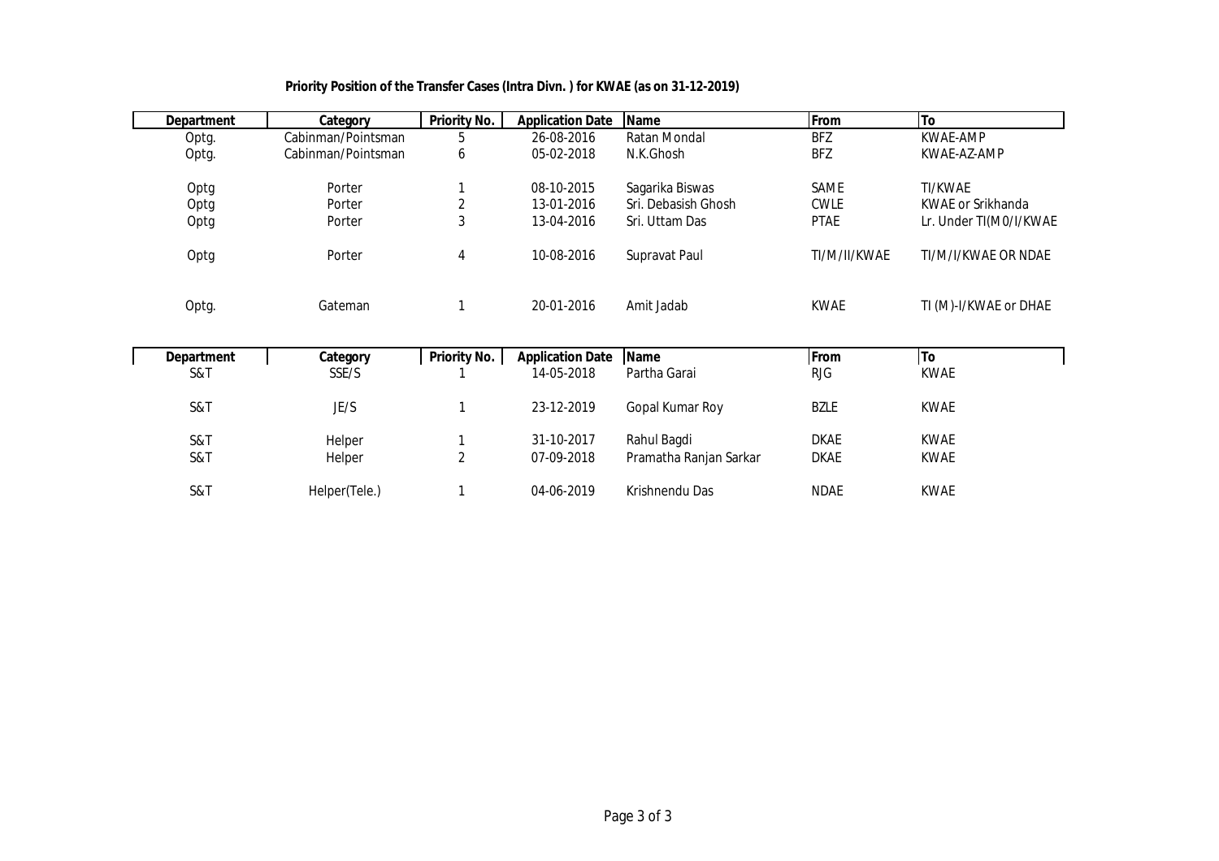**Priority Position of the Transfer Cases (Intra Divn. ) for KWAE (as on 31-12-2019)**

| Department | Category | Priority No. | Application Date | Name | From | To |
|---|---|---|---|---|---|---|
| Optg. | Cabinman/Pointsman | 5 | 26-08-2016 | Ratan Mondal | BFZ | KWAE-AMP |
| Optg. | Cabinman/Pointsman | 6 | 05-02-2018 | N.K.Ghosh | BFZ | KWAE-AZ-AMP |
| Optg | Porter | 1 | 08-10-2015 | Sagarika Biswas | SAME | TI/KWAE |
| Optg | Porter | 2 | 13-01-2016 | Sri. Debasish Ghosh | CWLE | KWAE or Srikhanda |
| Optg | Porter | 3 | 13-04-2016 | Sri. Uttam Das | PTAE | Lr. Under TI(M0/I/KWAE |
| Optg | Porter | 4 | 10-08-2016 | Supravat Paul | TI/M/II/KWAE | TI/M/I/KWAE OR NDAE |
| Optg. | Gateman | 1 | 20-01-2016 | Amit Jadab | KWAE | TI (M)-I/KWAE or DHAE |

| Department | Category | Priority No. | Application Date | Name | From | To |
|---|---|---|---|---|---|---|
| S&T | SSE/S | 1 | 14-05-2018 | Partha Garai | RJG | KWAE |
| S&T | JE/S | 1 | 23-12-2019 | Gopal Kumar Roy | BZLE | KWAE |
| S&T | Helper | 1 | 31-10-2017 | Rahul Bagdi | DKAE | KWAE |
| S&T | Helper | 2 | 07-09-2018 | Pramatha Ranjan Sarkar | DKAE | KWAE |
| S&T | Helper(Tele.) | 1 | 04-06-2019 | Krishnendu Das | NDAE | KWAE |